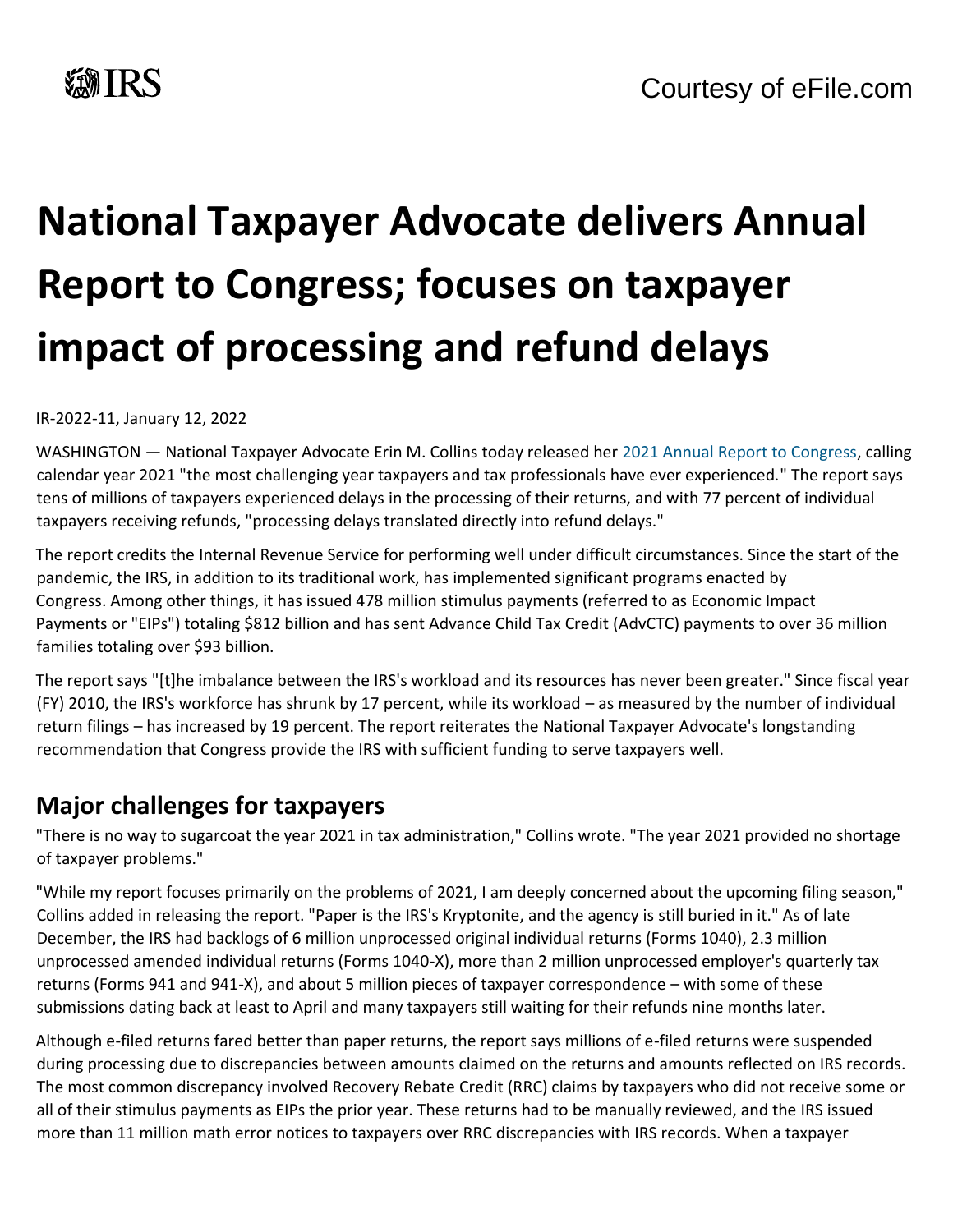# National Taxpayer Advocate delivers Annual Report to Congress; focuses on taxpayer impact of processing and refund delays

IR-2022-11, January 12, 2022

WASHINGTON — National Taxpayer Advocate Erin M. Collins today released her 2021 Annual Report to Congress, calling calendar year 2021 "the most challenging year taxpayers and tax professionals have ever experienced." The report says tens of millions of taxpayers experienced delays in the processing of their returns, and with 77 percent of individual taxpayers receiving refunds, "processing delays translated directly into refund delays."

The report credits the Internal Revenue Service for performing well under difficult circumstances. Since the start of the pandemic, the IRS, in addition to its traditional work, has implemented significant programs enacted by Congress. Among other things, it has issued 478 million stimulus payments (referred to as Economic Impact Payments or "EIPs") totaling $812 billion and has sent Advance Child Tax Credit (AdvCTC) payments to over 36 million families totaling over $93 billion.

The report says "[t]he imbalance between the IRS's workload and its resources has never been greater." Since fiscal year (FY) 2010, the IRS's workforce has shrunk by 17 percent, while its workload – as measured by the number of individual return filings – has increased by 19 percent. The report reiterates the National Taxpayer Advocate's longstanding recommendation that Congress provide the IRS with sufficient funding to serve taxpayers well.

## Major challenges for taxpayers

"There is no way to sugarcoat the year 2021 in tax administration," Collins wrote. "The year 2021 provided no shortage of taxpayer problems."

"While my report focuses primarily on the problems of 2021, I am deeply concerned about the upcoming filing season," Collins added in releasing the report. "Paper is the IRS's Kryptonite, and the agency is still buried in it." As of late December, the IRS had backlogs of 6 million unprocessed original individual returns (Forms 1040), 2.3 million unprocessed amended individual returns (Forms 1040-X), more than 2 million unprocessed employer's quarterly tax returns (Forms 941 and 941-X), and about 5 million pieces of taxpayer correspondence – with some of these submissions dating back at least to April and many taxpayers still waiting for their refunds nine months later.

Although e-filed returns fared better than paper returns, the report says millions of e-filed returns were suspended during processing due to discrepancies between amounts claimed on the returns and amounts reflected on IRS records. The most common discrepancy involved Recovery Rebate Credit (RRC) claims by taxpayers who did not receive some or all of their stimulus payments as EIPs the prior year. These returns had to be manually reviewed, and the IRS issued more than 11 million math error notices to taxpayers over RRC discrepancies with IRS records. When a taxpayer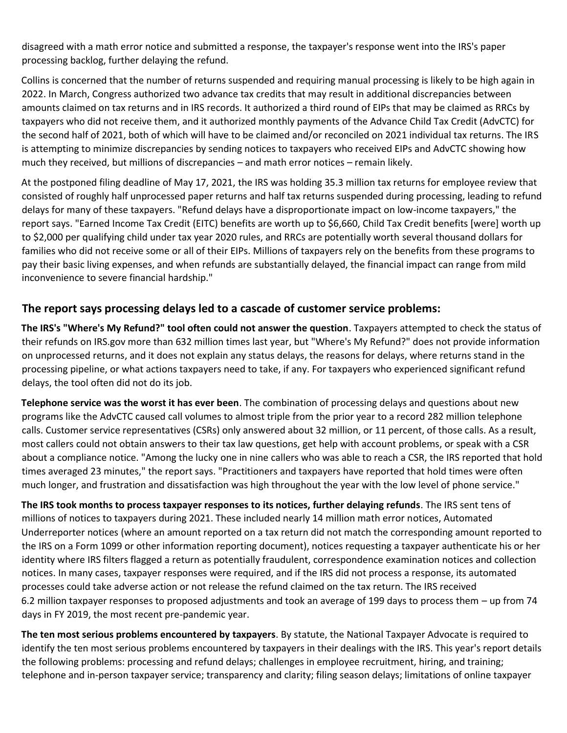disagreed with a math error notice and submitted a response, the taxpayer's response went into the IRS's paper processing backlog, further delaying the refund.

Collins is concerned that the number of returns suspended and requiring manual processing is likely to be high again in 2022. In March, Congress authorized two advance tax credits that may result in additional discrepancies between amounts claimed on tax returns and in IRS records. It authorized a third round of EIPs that may be claimed as RRCs by taxpayers who did not receive them, and it authorized monthly payments of the Advance Child Tax Credit (AdvCTC) for the second half of 2021, both of which will have to be claimed and/or reconciled on 2021 individual tax returns. The IRS is attempting to minimize discrepancies by sending notices to taxpayers who received EIPs and AdvCTC showing how much they received, but millions of discrepancies – and math error notices – remain likely.

At the postponed filing deadline of May 17, 2021, the IRS was holding 35.3 million tax returns for employee review that consisted of roughly half unprocessed paper returns and half tax returns suspended during processing, leading to refund delays for many of these taxpayers. "Refund delays have a disproportionate impact on low-income taxpayers," the report says. "Earned Income Tax Credit (EITC) benefits are worth up to $6,660, Child Tax Credit benefits [were] worth up to $2,000 per qualifying child under tax year 2020 rules, and RRCs are potentially worth several thousand dollars for families who did not receive some or all of their EIPs. Millions of taxpayers rely on the benefits from these programs to pay their basic living expenses, and when refunds are substantially delayed, the financial impact can range from mild inconvenience to severe financial hardship."

## The report says processing delays led to a cascade of customer service problems:

**The IRS's "Where's My Refund?" tool often could not answer the question**. Taxpayers attempted to check the status of their refunds on IRS.gov more than 632 million times last year, but "Where's My Refund?" does not provide information on unprocessed returns, and it does not explain any status delays, the reasons for delays, where returns stand in the processing pipeline, or what actions taxpayers need to take, if any. For taxpayers who experienced significant refund delays, the tool often did not do its job.

**Telephone service was the worst it has ever been**. The combination of processing delays and questions about new programs like the AdvCTC caused call volumes to almost triple from the prior year to a record 282 million telephone calls. Customer service representatives (CSRs) only answered about 32 million, or 11 percent, of those calls. As a result, most callers could not obtain answers to their tax law questions, get help with account problems, or speak with a CSR about a compliance notice. "Among the lucky one in nine callers who was able to reach a CSR, the IRS reported that hold times averaged 23 minutes," the report says. "Practitioners and taxpayers have reported that hold times were often much longer, and frustration and dissatisfaction was high throughout the year with the low level of phone service."

**The IRS took months to process taxpayer responses to its notices, further delaying refunds**. The IRS sent tens of millions of notices to taxpayers during 2021. These included nearly 14 million math error notices, Automated Underreporter notices (where an amount reported on a tax return did not match the corresponding amount reported to the IRS on a Form 1099 or other information reporting document), notices requesting a taxpayer authenticate his or her identity where IRS filters flagged a return as potentially fraudulent, correspondence examination notices and collection notices. In many cases, taxpayer responses were required, and if the IRS did not process a response, its automated processes could take adverse action or not release the refund claimed on the tax return. The IRS received 6.2 million taxpayer responses to proposed adjustments and took an average of 199 days to process them – up from 74 days in FY 2019, the most recent pre-pandemic year.

**The ten most serious problems encountered by taxpayers**. By statute, the National Taxpayer Advocate is required to identify the ten most serious problems encountered by taxpayers in their dealings with the IRS. This year's report details the following problems: processing and refund delays; challenges in employee recruitment, hiring, and training; telephone and in-person taxpayer service; transparency and clarity; filing season delays; limitations of online taxpayer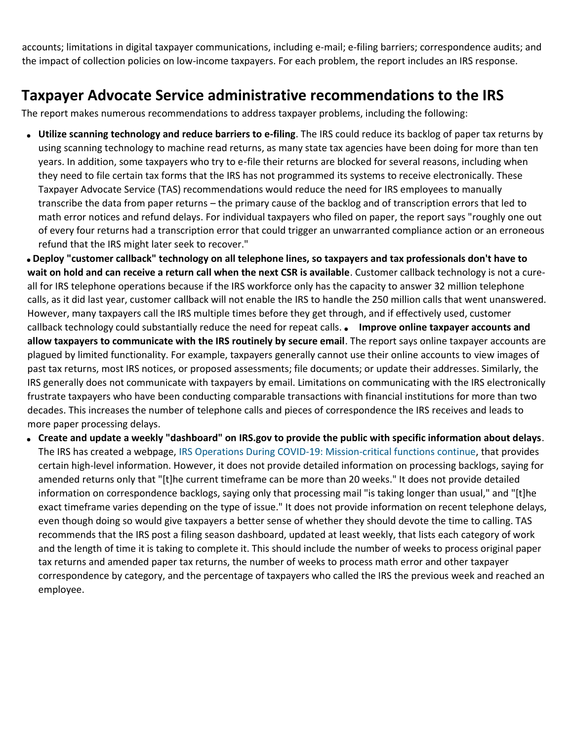accounts; limitations in digital taxpayer communications, including e-mail; e-filing barriers; correspondence audits; and the impact of collection policies on low-income taxpayers. For each problem, the report includes an IRS response.

## Taxpayer Advocate Service administrative recommendations to the IRS

The report makes numerous recommendations to address taxpayer problems, including the following:

- **Utilize scanning technology and reduce barriers to e-filing**. The IRS could reduce its backlog of paper tax returns by using scanning technology to machine read returns, as many state tax agencies have been doing for more than ten years. In addition, some taxpayers who try to e-file their returns are blocked for several reasons, including when they need to file certain tax forms that the IRS has not programmed its systems to receive electronically. These Taxpayer Advocate Service (TAS) recommendations would reduce the need for IRS employees to manually transcribe the data from paper returns – the primary cause of the backlog and of transcription errors that led to math error notices and refund delays. For individual taxpayers who filed on paper, the report says "roughly one out of every four returns had a transcription error that could trigger an unwarranted compliance action or an erroneous refund that the IRS might later seek to recover."
- **Deploy "customer callback" technology on all telephone lines, so taxpayers and tax professionals don't have to wait on hold and can receive a return call when the next CSR is available**. Customer callback technology is not a cure-all for IRS telephone operations because if the IRS workforce only has the capacity to answer 32 million telephone calls, as it did last year, customer callback will not enable the IRS to handle the 250 million calls that went unanswered. However, many taxpayers call the IRS multiple times before they get through, and if effectively used, customer callback technology could substantially reduce the need for repeat calls.
- **Improve online taxpayer accounts and allow taxpayers to communicate with the IRS routinely by secure email**. The report says online taxpayer accounts are plagued by limited functionality. For example, taxpayers generally cannot use their online accounts to view images of past tax returns, most IRS notices, or proposed assessments; file documents; or update their addresses. Similarly, the IRS generally does not communicate with taxpayers by email. Limitations on communicating with the IRS electronically frustrate taxpayers who have been conducting comparable transactions with financial institutions for more than two decades. This increases the number of telephone calls and pieces of correspondence the IRS receives and leads to more paper processing delays.
- **Create and update a weekly "dashboard" on IRS.gov to provide the public with specific information about delays**. The IRS has created a webpage, IRS Operations During COVID-19: Mission-critical functions continue, that provides certain high-level information. However, it does not provide detailed information on processing backlogs, saying for amended returns only that "[t]he current timeframe can be more than 20 weeks." It does not provide detailed information on correspondence backlogs, saying only that processing mail "is taking longer than usual," and "[t]he exact timeframe varies depending on the type of issue." It does not provide information on recent telephone delays, even though doing so would give taxpayers a better sense of whether they should devote the time to calling. TAS recommends that the IRS post a filing season dashboard, updated at least weekly, that lists each category of work and the length of time it is taking to complete it. This should include the number of weeks to process original paper tax returns and amended paper tax returns, the number of weeks to process math error and other taxpayer correspondence by category, and the percentage of taxpayers who called the IRS the previous week and reached an employee.